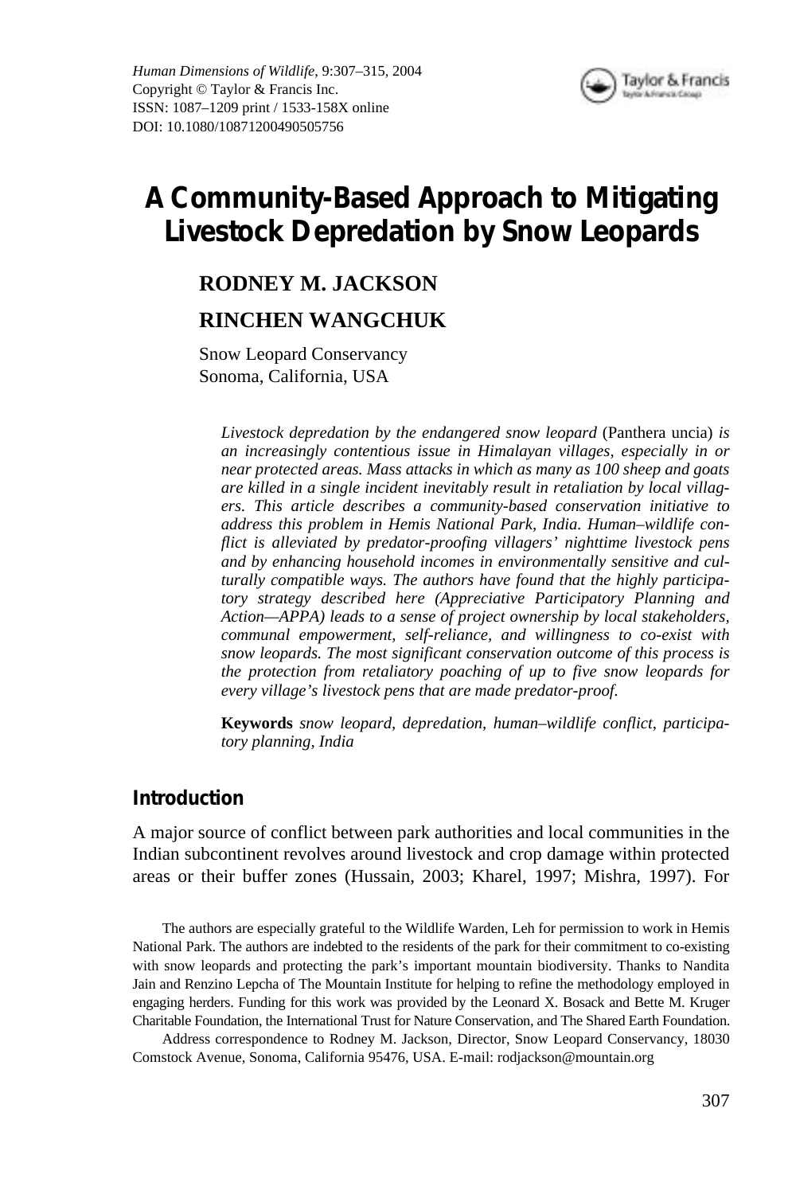# A Community-Based Approach to Mitigating Livestock Depredation by Snow Leopards

**RODNEY M. JACKSON**

**RINCHEN WANGCHUK**

Snow Leopard Conservancy
Sonoma, California, USA

*Livestock depredation by the endangered snow leopard* (Panthera uncia) *is an increasingly contentious issue in Himalayan villages, especially in or near protected areas. Mass attacks in which as many as 100 sheep and goats are killed in a single incident inevitably result in retaliation by local villagers. This article describes a community-based conservation initiative to address this problem in Hemis National Park, India. Human–wildlife conflict is alleviated by predator-proofing villagers' nighttime livestock pens and by enhancing household incomes in environmentally sensitive and culturally compatible ways. The authors have found that the highly participatory strategy described here (Appreciative Participatory Planning and Action—APPA) leads to a sense of project ownership by local stakeholders, communal empowerment, self-reliance, and willingness to co-exist with snow leopards. The most significant conservation outcome of this process is the protection from retaliatory poaching of up to five snow leopards for every village's livestock pens that are made predator-proof.*

**Keywords** *snow leopard, depredation, human–wildlife conflict, participatory planning, India*

## Introduction

A major source of conflict between park authorities and local communities in the Indian subcontinent revolves around livestock and crop damage within protected areas or their buffer zones (Hussain, 2003; Kharel, 1997; Mishra, 1997). For

The authors are especially grateful to the Wildlife Warden, Leh for permission to work in Hemis National Park. The authors are indebted to the residents of the park for their commitment to co-existing with snow leopards and protecting the park's important mountain biodiversity. Thanks to Nandita Jain and Renzino Lepcha of The Mountain Institute for helping to refine the methodology employed in engaging herders. Funding for this work was provided by the Leonard X. Bosack and Bette M. Kruger Charitable Foundation, the International Trust for Nature Conservation, and The Shared Earth Foundation.

Address correspondence to Rodney M. Jackson, Director, Snow Leopard Conservancy, 18030 Comstock Avenue, Sonoma, California 95476, USA. E-mail: rodjackson@mountain.org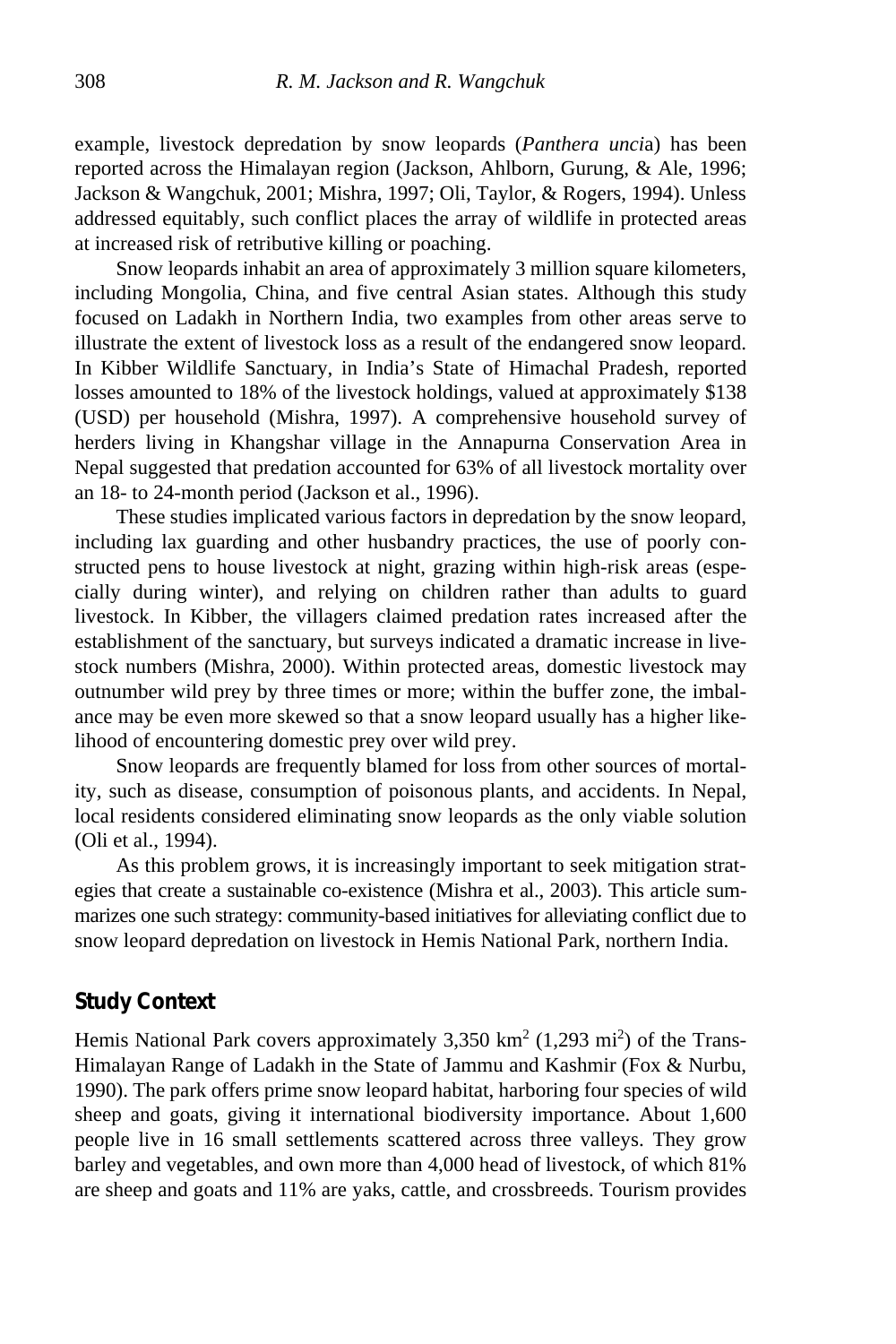example, livestock depredation by snow leopards (*Panthera uncia*) has been reported across the Himalayan region (Jackson, Ahlborn, Gurung, & Ale, 1996; Jackson & Wangchuk, 2001; Mishra, 1997; Oli, Taylor, & Rogers, 1994). Unless addressed equitably, such conflict places the array of wildlife in protected areas at increased risk of retributive killing or poaching.

Snow leopards inhabit an area of approximately 3 million square kilometers, including Mongolia, China, and five central Asian states. Although this study focused on Ladakh in Northern India, two examples from other areas serve to illustrate the extent of livestock loss as a result of the endangered snow leopard. In Kibber Wildlife Sanctuary, in India's State of Himachal Pradesh, reported losses amounted to 18% of the livestock holdings, valued at approximately $138 (USD) per household (Mishra, 1997). A comprehensive household survey of herders living in Khangshar village in the Annapurna Conservation Area in Nepal suggested that predation accounted for 63% of all livestock mortality over an 18- to 24-month period (Jackson et al., 1996).

These studies implicated various factors in depredation by the snow leopard, including lax guarding and other husbandry practices, the use of poorly constructed pens to house livestock at night, grazing within high-risk areas (especially during winter), and relying on children rather than adults to guard livestock. In Kibber, the villagers claimed predation rates increased after the establishment of the sanctuary, but surveys indicated a dramatic increase in livestock numbers (Mishra, 2000). Within protected areas, domestic livestock may outnumber wild prey by three times or more; within the buffer zone, the imbalance may be even more skewed so that a snow leopard usually has a higher likelihood of encountering domestic prey over wild prey.

Snow leopards are frequently blamed for loss from other sources of mortality, such as disease, consumption of poisonous plants, and accidents. In Nepal, local residents considered eliminating snow leopards as the only viable solution (Oli et al., 1994).

As this problem grows, it is increasingly important to seek mitigation strategies that create a sustainable co-existence (Mishra et al., 2003). This article summarizes one such strategy: community-based initiatives for alleviating conflict due to snow leopard depredation on livestock in Hemis National Park, northern India.

## Study Context

Hemis National Park covers approximately 3,350 km$^2$ (1,293 mi$^2$) of the Trans-Himalayan Range of Ladakh in the State of Jammu and Kashmir (Fox & Nurbu, 1990). The park offers prime snow leopard habitat, harboring four species of wild sheep and goats, giving it international biodiversity importance. About 1,600 people live in 16 small settlements scattered across three valleys. They grow barley and vegetables, and own more than 4,000 head of livestock, of which 81% are sheep and goats and 11% are yaks, cattle, and crossbreeds. Tourism provides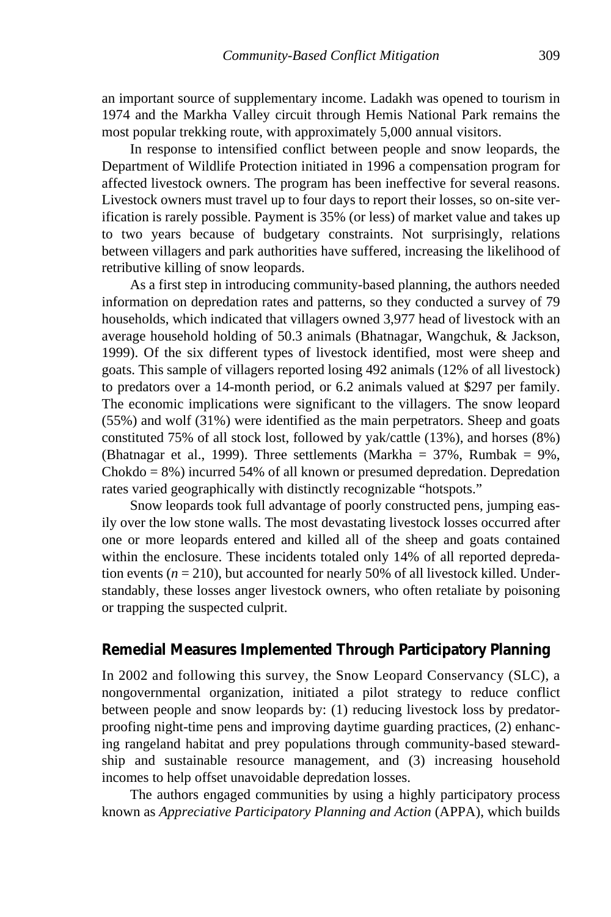an important source of supplementary income. Ladakh was opened to tourism in 1974 and the Markha Valley circuit through Hemis National Park remains the most popular trekking route, with approximately 5,000 annual visitors.

In response to intensified conflict between people and snow leopards, the Department of Wildlife Protection initiated in 1996 a compensation program for affected livestock owners. The program has been ineffective for several reasons. Livestock owners must travel up to four days to report their losses, so on-site verification is rarely possible. Payment is 35% (or less) of market value and takes up to two years because of budgetary constraints. Not surprisingly, relations between villagers and park authorities have suffered, increasing the likelihood of retributive killing of snow leopards.

As a first step in introducing community-based planning, the authors needed information on depredation rates and patterns, so they conducted a survey of 79 households, which indicated that villagers owned 3,977 head of livestock with an average household holding of 50.3 animals (Bhatnagar, Wangchuk, & Jackson, 1999). Of the six different types of livestock identified, most were sheep and goats. This sample of villagers reported losing 492 animals (12% of all livestock) to predators over a 14-month period, or 6.2 animals valued at $297 per family. The economic implications were significant to the villagers. The snow leopard (55%) and wolf (31%) were identified as the main perpetrators. Sheep and goats constituted 75% of all stock lost, followed by yak/cattle (13%), and horses (8%) (Bhatnagar et al., 1999). Three settlements (Markha = 37%, Rumbak = 9%, Chokdo = 8%) incurred 54% of all known or presumed depredation. Depredation rates varied geographically with distinctly recognizable "hotspots."

Snow leopards took full advantage of poorly constructed pens, jumping easily over the low stone walls. The most devastating livestock losses occurred after one or more leopards entered and killed all of the sheep and goats contained within the enclosure. These incidents totaled only 14% of all reported depredation events ($n = 210$), but accounted for nearly 50% of all livestock killed. Understandably, these losses anger livestock owners, who often retaliate by poisoning or trapping the suspected culprit.

## Remedial Measures Implemented Through Participatory Planning

In 2002 and following this survey, the Snow Leopard Conservancy (SLC), a nongovernmental organization, initiated a pilot strategy to reduce conflict between people and snow leopards by: (1) reducing livestock loss by predator-proofing night-time pens and improving daytime guarding practices, (2) enhancing rangeland habitat and prey populations through community-based stewardship and sustainable resource management, and (3) increasing household incomes to help offset unavoidable depredation losses.

The authors engaged communities by using a highly participatory process known as *Appreciative Participatory Planning and Action* (APPA), which builds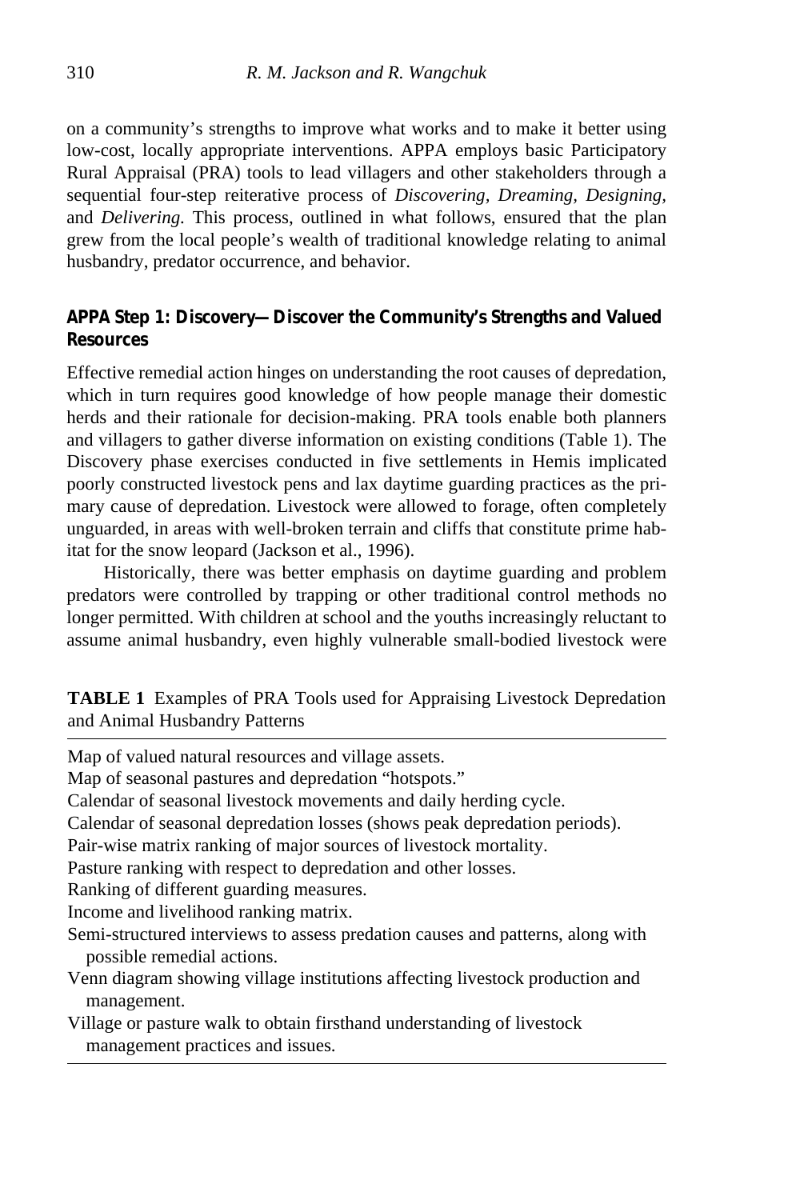on a community's strengths to improve what works and to make it better using low-cost, locally appropriate interventions. APPA employs basic Participatory Rural Appraisal (PRA) tools to lead villagers and other stakeholders through a sequential four-step reiterative process of *Discovering*, *Dreaming*, *Designing*, and *Delivering*. This process, outlined in what follows, ensured that the plan grew from the local people's wealth of traditional knowledge relating to animal husbandry, predator occurrence, and behavior.

### APPA Step 1: Discovery—Discover the Community's Strengths and Valued Resources

Effective remedial action hinges on understanding the root causes of depredation, which in turn requires good knowledge of how people manage their domestic herds and their rationale for decision-making. PRA tools enable both planners and villagers to gather diverse information on existing conditions (Table 1). The Discovery phase exercises conducted in five settlements in Hemis implicated poorly constructed livestock pens and lax daytime guarding practices as the primary cause of depredation. Livestock were allowed to forage, often completely unguarded, in areas with well-broken terrain and cliffs that constitute prime habitat for the snow leopard (Jackson et al., 1996).

Historically, there was better emphasis on daytime guarding and problem predators were controlled by trapping or other traditional control methods no longer permitted. With children at school and the youths increasingly reluctant to assume animal husbandry, even highly vulnerable small-bodied livestock were

**TABLE 1** Examples of PRA Tools used for Appraising Livestock Depredation and Animal Husbandry Patterns

| |
|---|
| Map of valued natural resources and village assets. |
| Map of seasonal pastures and depredation "hotspots." |
| Calendar of seasonal livestock movements and daily herding cycle. |
| Calendar of seasonal depredation losses (shows peak depredation periods). |
| Pair-wise matrix ranking of major sources of livestock mortality. |
| Pasture ranking with respect to depredation and other losses. |
| Ranking of different guarding measures. |
| Income and livelihood ranking matrix. |
| Semi-structured interviews to assess predation causes and patterns, along with possible remedial actions. |
| Venn diagram showing village institutions affecting livestock production and management. |
| Village or pasture walk to obtain firsthand understanding of livestock management practices and issues. |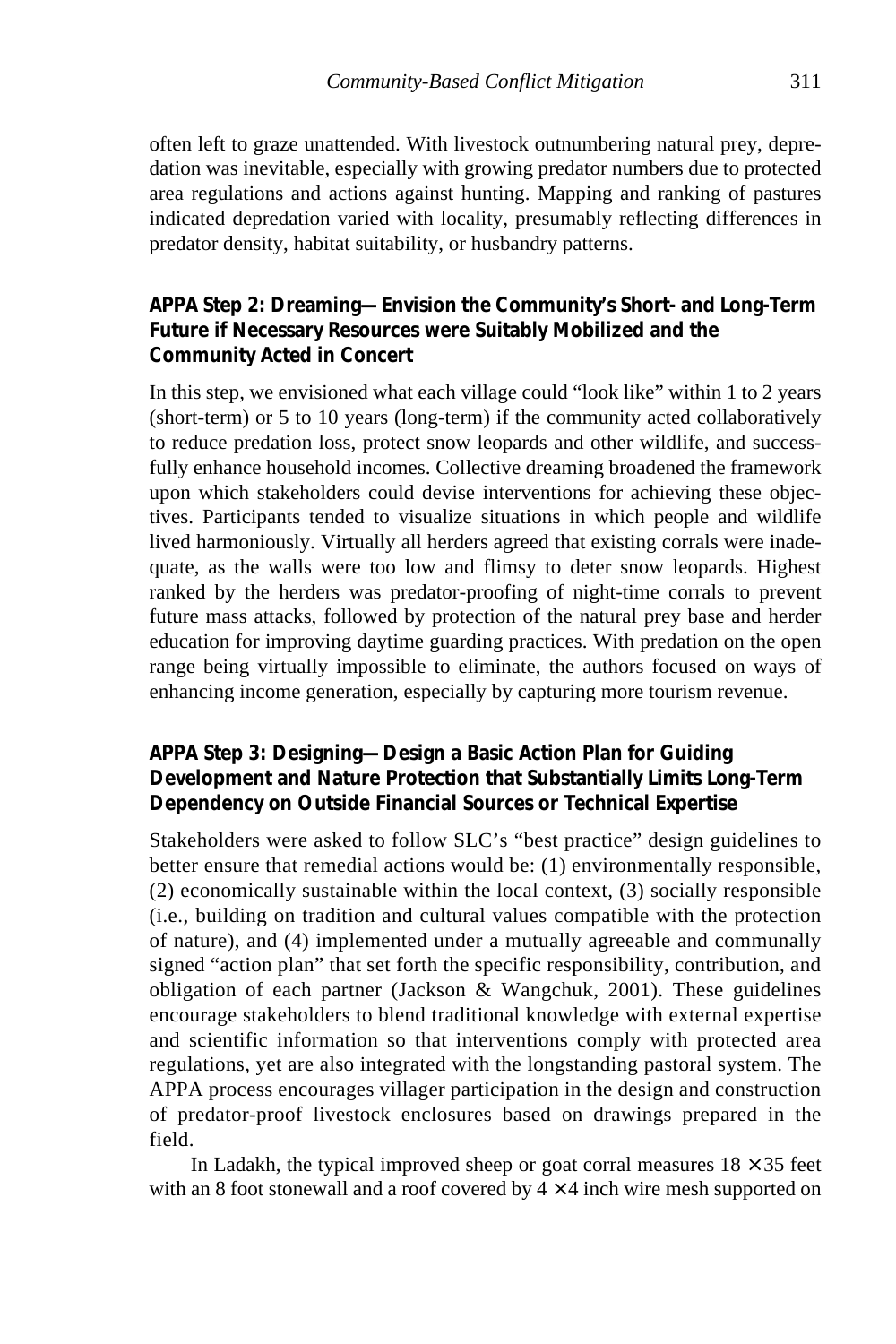often left to graze unattended. With livestock outnumbering natural prey, depredation was inevitable, especially with growing predator numbers due to protected area regulations and actions against hunting. Mapping and ranking of pastures indicated depredation varied with locality, presumably reflecting differences in predator density, habitat suitability, or husbandry patterns.

### APPA Step 2: Dreaming—Envision the Community's Short- and Long-Term Future if Necessary Resources were Suitably Mobilized and the Community Acted in Concert

In this step, we envisioned what each village could "look like" within 1 to 2 years (short-term) or 5 to 10 years (long-term) if the community acted collaboratively to reduce predation loss, protect snow leopards and other wildlife, and successfully enhance household incomes. Collective dreaming broadened the framework upon which stakeholders could devise interventions for achieving these objectives. Participants tended to visualize situations in which people and wildlife lived harmoniously. Virtually all herders agreed that existing corrals were inadequate, as the walls were too low and flimsy to deter snow leopards. Highest ranked by the herders was predator-proofing of night-time corrals to prevent future mass attacks, followed by protection of the natural prey base and herder education for improving daytime guarding practices. With predation on the open range being virtually impossible to eliminate, the authors focused on ways of enhancing income generation, especially by capturing more tourism revenue.

### APPA Step 3: Designing—Design a Basic Action Plan for Guiding Development and Nature Protection that Substantially Limits Long-Term Dependency on Outside Financial Sources or Technical Expertise

Stakeholders were asked to follow SLC's "best practice" design guidelines to better ensure that remedial actions would be: (1) environmentally responsible, (2) economically sustainable within the local context, (3) socially responsible (i.e., building on tradition and cultural values compatible with the protection of nature), and (4) implemented under a mutually agreeable and communally signed "action plan" that set forth the specific responsibility, contribution, and obligation of each partner (Jackson & Wangchuk, 2001). These guidelines encourage stakeholders to blend traditional knowledge with external expertise and scientific information so that interventions comply with protected area regulations, yet are also integrated with the longstanding pastoral system. The APPA process encourages villager participation in the design and construction of predator-proof livestock enclosures based on drawings prepared in the field.

In Ladakh, the typical improved sheep or goat corral measures $18 \times 35$ feet with an 8 foot stonewall and a roof covered by $4 \times 4$ inch wire mesh supported on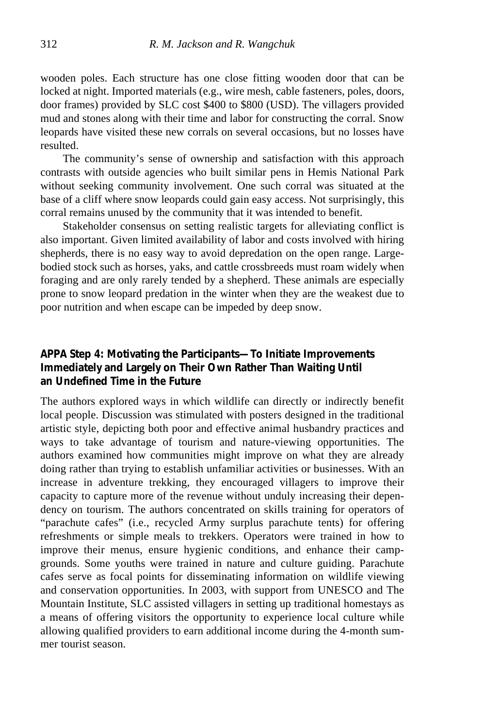wooden poles. Each structure has one close fitting wooden door that can be locked at night. Imported materials (e.g., wire mesh, cable fasteners, poles, doors, door frames) provided by SLC cost $400 to $800 (USD). The villagers provided mud and stones along with their time and labor for constructing the corral. Snow leopards have visited these new corrals on several occasions, but no losses have resulted.

The community's sense of ownership and satisfaction with this approach contrasts with outside agencies who built similar pens in Hemis National Park without seeking community involvement. One such corral was situated at the base of a cliff where snow leopards could gain easy access. Not surprisingly, this corral remains unused by the community that it was intended to benefit.

Stakeholder consensus on setting realistic targets for alleviating conflict is also important. Given limited availability of labor and costs involved with hiring shepherds, there is no easy way to avoid depredation on the open range. Large-bodied stock such as horses, yaks, and cattle crossbreeds must roam widely when foraging and are only rarely tended by a shepherd. These animals are especially prone to snow leopard predation in the winter when they are the weakest due to poor nutrition and when escape can be impeded by deep snow.

### APPA Step 4: Motivating the Participants—To Initiate Improvements Immediately and Largely on Their Own Rather Than Waiting Until an Undefined Time in the Future

The authors explored ways in which wildlife can directly or indirectly benefit local people. Discussion was stimulated with posters designed in the traditional artistic style, depicting both poor and effective animal husbandry practices and ways to take advantage of tourism and nature-viewing opportunities. The authors examined how communities might improve on what they are already doing rather than trying to establish unfamiliar activities or businesses. With an increase in adventure trekking, they encouraged villagers to improve their capacity to capture more of the revenue without unduly increasing their dependency on tourism. The authors concentrated on skills training for operators of "parachute cafes" (i.e., recycled Army surplus parachute tents) for offering refreshments or simple meals to trekkers. Operators were trained in how to improve their menus, ensure hygienic conditions, and enhance their campgrounds. Some youths were trained in nature and culture guiding. Parachute cafes serve as focal points for disseminating information on wildlife viewing and conservation opportunities. In 2003, with support from UNESCO and The Mountain Institute, SLC assisted villagers in setting up traditional homestays as a means of offering visitors the opportunity to experience local culture while allowing qualified providers to earn additional income during the 4-month summer tourist season.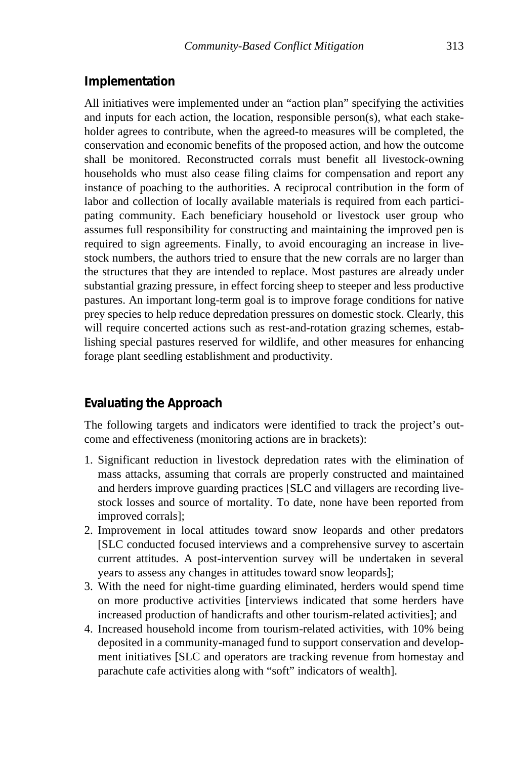## Implementation

All initiatives were implemented under an "action plan" specifying the activities and inputs for each action, the location, responsible person(s), what each stakeholder agrees to contribute, when the agreed-to measures will be completed, the conservation and economic benefits of the proposed action, and how the outcome shall be monitored. Reconstructed corrals must benefit all livestock-owning households who must also cease filing claims for compensation and report any instance of poaching to the authorities. A reciprocal contribution in the form of labor and collection of locally available materials is required from each participating community. Each beneficiary household or livestock user group who assumes full responsibility for constructing and maintaining the improved pen is required to sign agreements. Finally, to avoid encouraging an increase in livestock numbers, the authors tried to ensure that the new corrals are no larger than the structures that they are intended to replace. Most pastures are already under substantial grazing pressure, in effect forcing sheep to steeper and less productive pastures. An important long-term goal is to improve forage conditions for native prey species to help reduce depredation pressures on domestic stock. Clearly, this will require concerted actions such as rest-and-rotation grazing schemes, establishing special pastures reserved for wildlife, and other measures for enhancing forage plant seedling establishment and productivity.

## Evaluating the Approach

The following targets and indicators were identified to track the project's outcome and effectiveness (monitoring actions are in brackets):

1. Significant reduction in livestock depredation rates with the elimination of mass attacks, assuming that corrals are properly constructed and maintained and herders improve guarding practices [SLC and villagers are recording livestock losses and source of mortality. To date, none have been reported from improved corrals];
2. Improvement in local attitudes toward snow leopards and other predators [SLC conducted focused interviews and a comprehensive survey to ascertain current attitudes. A post-intervention survey will be undertaken in several years to assess any changes in attitudes toward snow leopards];
3. With the need for night-time guarding eliminated, herders would spend time on more productive activities [interviews indicated that some herders have increased production of handicrafts and other tourism-related activities]; and
4. Increased household income from tourism-related activities, with 10% being deposited in a community-managed fund to support conservation and development initiatives [SLC and operators are tracking revenue from homestay and parachute cafe activities along with "soft" indicators of wealth].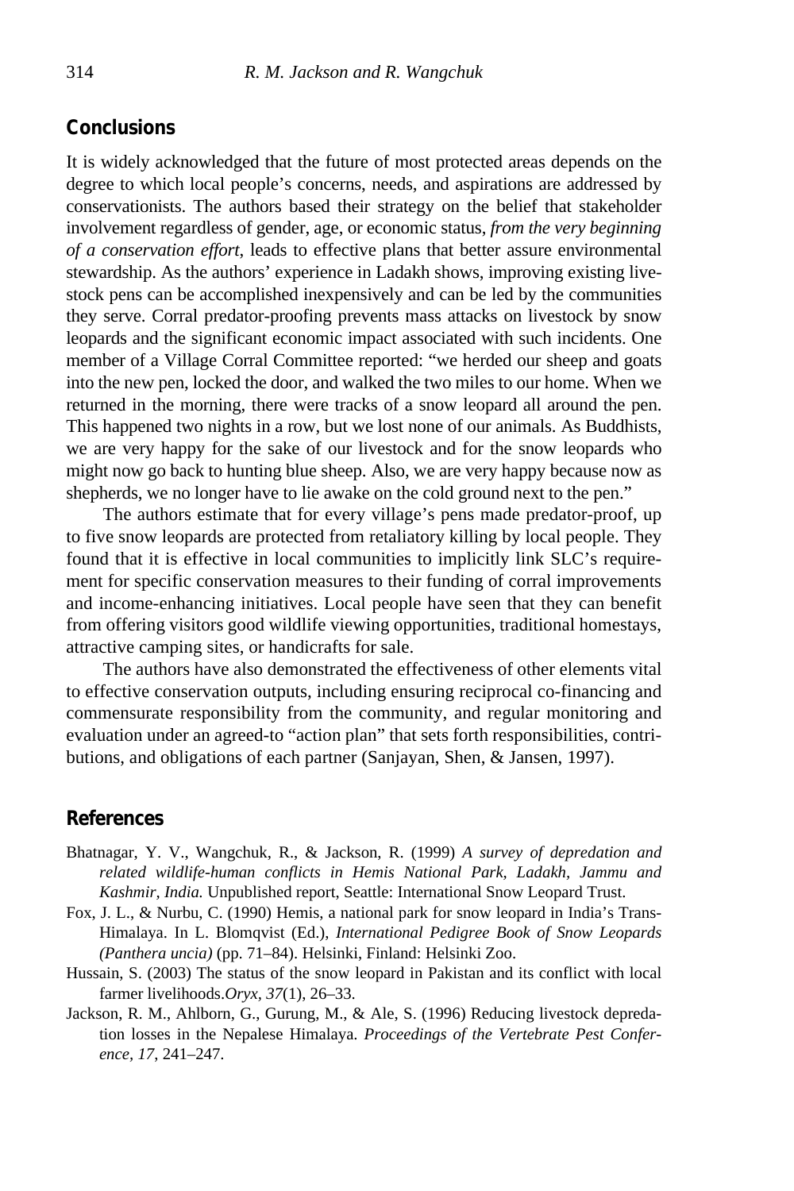## Conclusions

It is widely acknowledged that the future of most protected areas depends on the degree to which local people's concerns, needs, and aspirations are addressed by conservationists. The authors based their strategy on the belief that stakeholder involvement regardless of gender, age, or economic status, *from the very beginning of a conservation effort*, leads to effective plans that better assure environmental stewardship. As the authors' experience in Ladakh shows, improving existing livestock pens can be accomplished inexpensively and can be led by the communities they serve. Corral predator-proofing prevents mass attacks on livestock by snow leopards and the significant economic impact associated with such incidents. One member of a Village Corral Committee reported: "we herded our sheep and goats into the new pen, locked the door, and walked the two miles to our home. When we returned in the morning, there were tracks of a snow leopard all around the pen. This happened two nights in a row, but we lost none of our animals. As Buddhists, we are very happy for the sake of our livestock and for the snow leopards who might now go back to hunting blue sheep. Also, we are very happy because now as shepherds, we no longer have to lie awake on the cold ground next to the pen."

The authors estimate that for every village's pens made predator-proof, up to five snow leopards are protected from retaliatory killing by local people. They found that it is effective in local communities to implicitly link SLC's requirement for specific conservation measures to their funding of corral improvements and income-enhancing initiatives. Local people have seen that they can benefit from offering visitors good wildlife viewing opportunities, traditional homestays, attractive camping sites, or handicrafts for sale.

The authors have also demonstrated the effectiveness of other elements vital to effective conservation outputs, including ensuring reciprocal co-financing and commensurate responsibility from the community, and regular monitoring and evaluation under an agreed-to "action plan" that sets forth responsibilities, contributions, and obligations of each partner (Sanjayan, Shen, & Jansen, 1997).

## References

Bhatnagar, Y. V., Wangchuk, R., & Jackson, R. (1999) *A survey of depredation and related wildlife-human conflicts in Hemis National Park, Ladakh, Jammu and Kashmir, India.* Unpublished report, Seattle: International Snow Leopard Trust.

Fox, J. L., & Nurbu, C. (1990) Hemis, a national park for snow leopard in India's Trans-Himalaya. In L. Blomqvist (Ed.), *International Pedigree Book of Snow Leopards (Panthera uncia)* (pp. 71–84). Helsinki, Finland: Helsinki Zoo.

Hussain, S. (2003) The status of the snow leopard in Pakistan and its conflict with local farmer livelihoods.*Oryx, 37*(1), 26–33.

Jackson, R. M., Ahlborn, G., Gurung, M., & Ale, S. (1996) Reducing livestock depredation losses in the Nepalese Himalaya. *Proceedings of the Vertebrate Pest Conference, 17,* 241–247.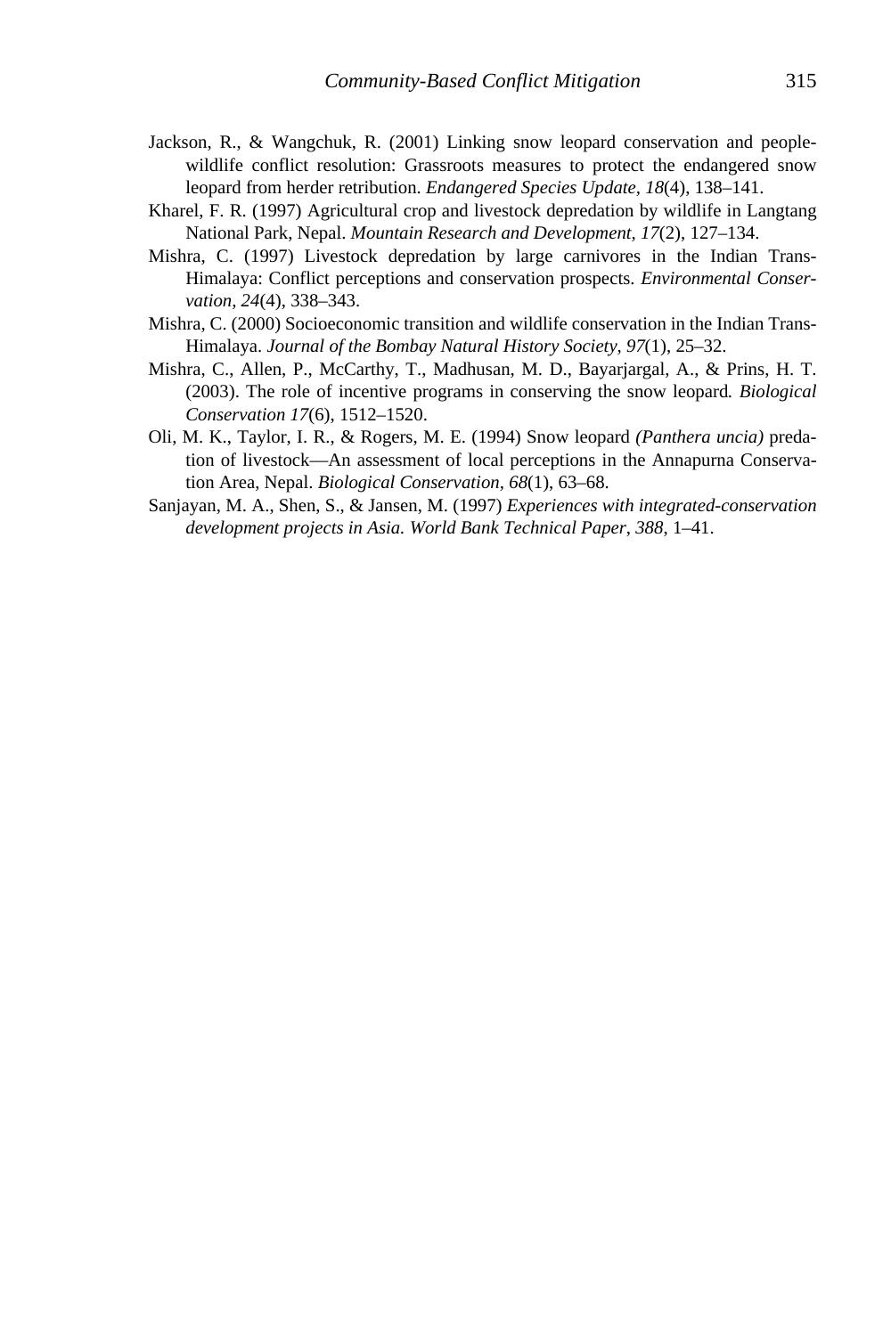Jackson, R., & Wangchuk, R. (2001) Linking snow leopard conservation and people-wildlife conflict resolution: Grassroots measures to protect the endangered snow leopard from herder retribution. *Endangered Species Update*, *18*(4), 138–141.

Kharel, F. R. (1997) Agricultural crop and livestock depredation by wildlife in Langtang National Park, Nepal. *Mountain Research and Development*, *17*(2), 127–134.

Mishra, C. (1997) Livestock depredation by large carnivores in the Indian Trans-Himalaya: Conflict perceptions and conservation prospects. *Environmental Conservation, 24*(4), 338–343.

Mishra, C. (2000) Socioeconomic transition and wildlife conservation in the Indian Trans-Himalaya. *Journal of the Bombay Natural History Society, 97*(1), 25–32.

Mishra, C., Allen, P., McCarthy, T., Madhusan, M. D., Bayarjargal, A., & Prins, H. T. (2003). The role of incentive programs in conserving the snow leopard. *Biological Conservation 17*(6), 1512–1520.

Oli, M. K., Taylor, I. R., & Rogers, M. E. (1994) Snow leopard *(Panthera uncia)* predation of livestock—An assessment of local perceptions in the Annapurna Conservation Area, Nepal. *Biological Conservation*, *68*(1), 63–68.

Sanjayan, M. A., Shen, S., & Jansen, M. (1997) *Experiences with integrated-conservation development projects in Asia. World Bank Technical Paper*, *388*, 1–41.